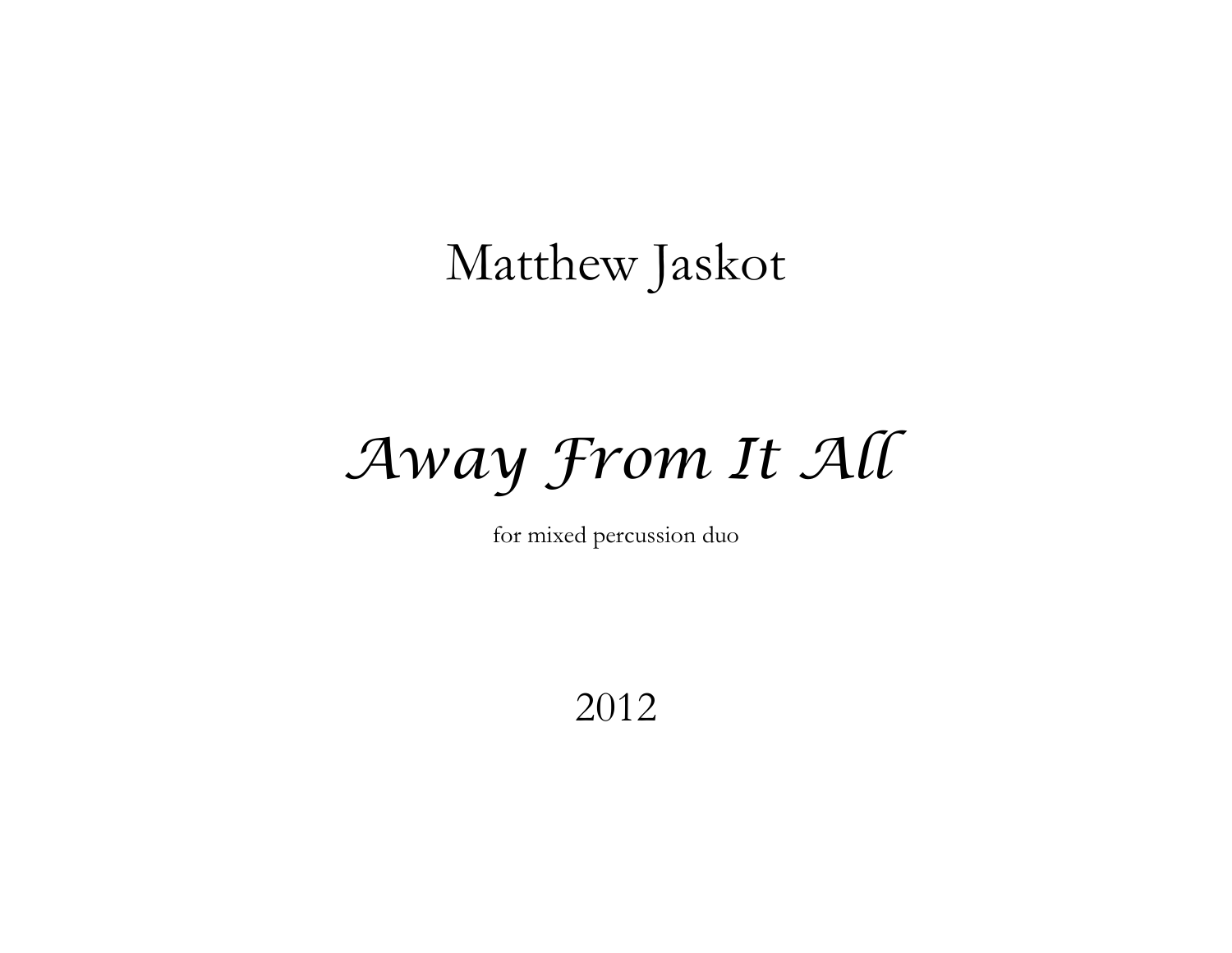Matthew Jaskot

# *Away From It All*

for mixed percussion duo

2012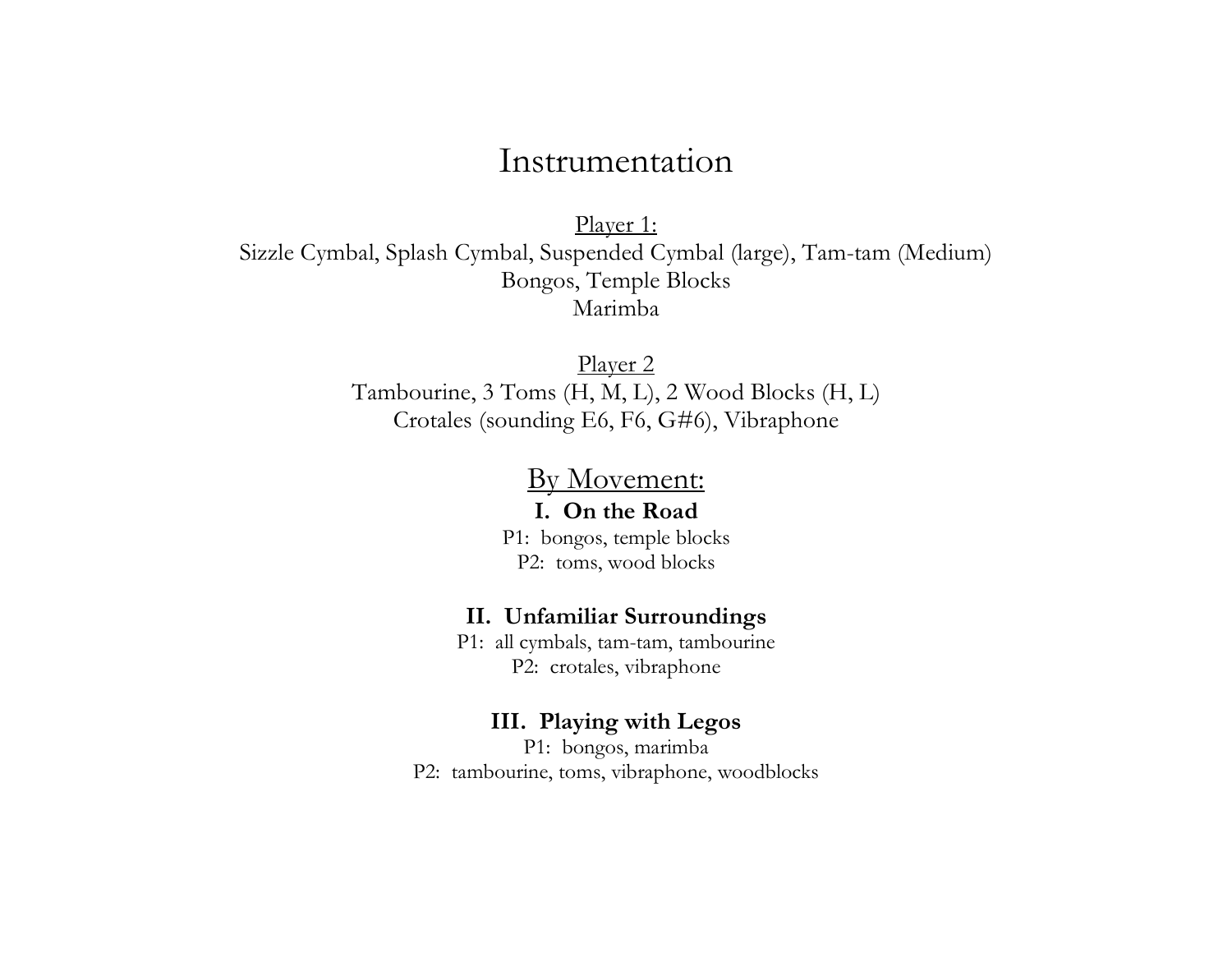# Instrumentation

<u>Player 1:</u>
Sizzle Cymbal, Splash Cymbal, Suspended Cymbal (large), Tam-tam (Medium)
Bongos, Temple Blocks
Marimba

<u>Player 2</u>
Tambourine, 3 Toms (H, M, L), 2 Wood Blocks (H, L)
Crotales (sounding E6, F6, G#6), Vibraphone

## <u>By Movement:</u>

**I. On the Road**
P1: bongos, temple blocks
P2: toms, wood blocks

**II. Unfamiliar Surroundings**
P1: all cymbals, tam-tam, tambourine
P2: crotales, vibraphone

**III. Playing with Legos**
P1: bongos, marimba
P2: tambourine, toms, vibraphone, woodblocks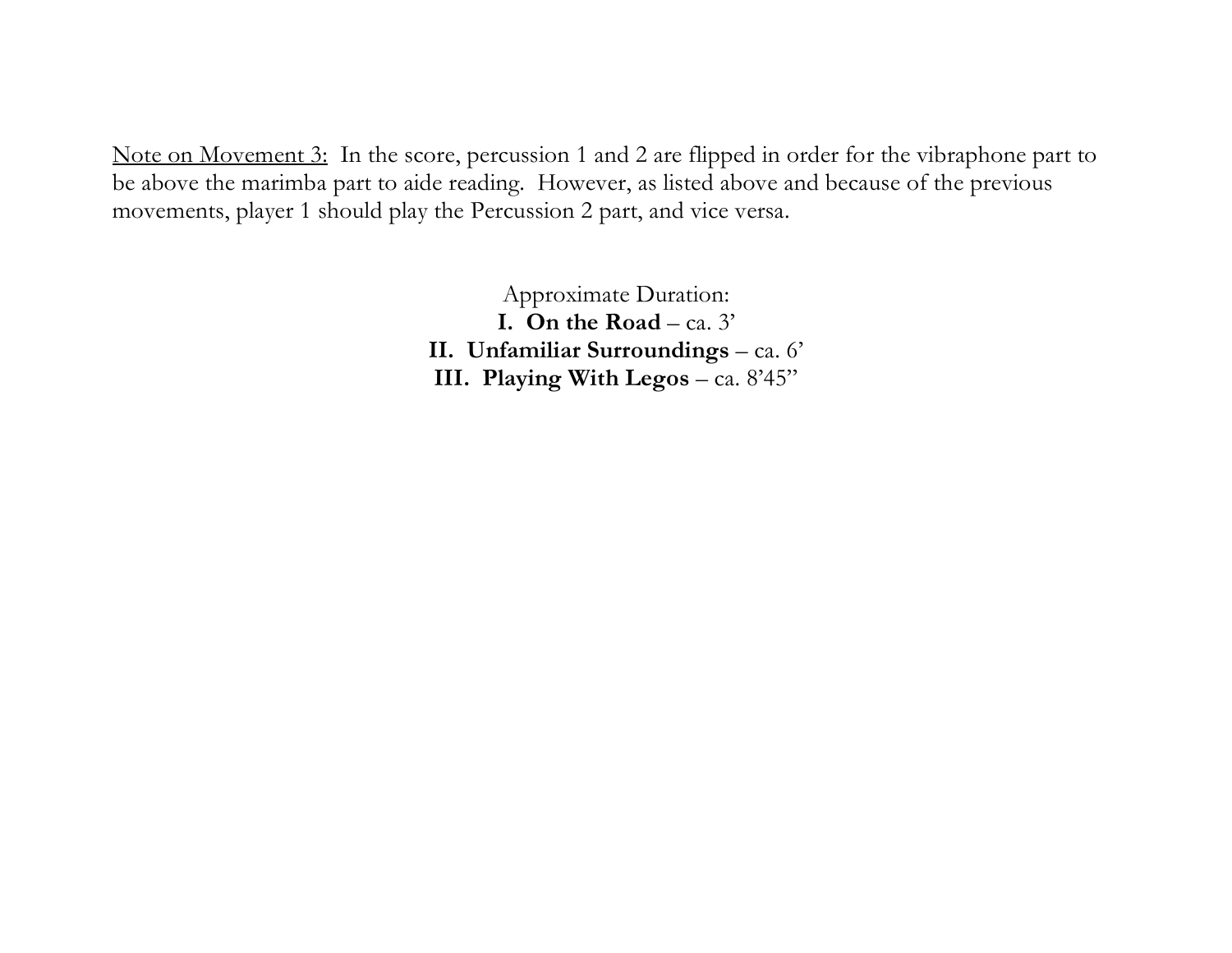<u>Note on Movement 3:</u> In the score, percussion 1 and 2 are flipped in order for the vibraphone part to be above the marimba part to aide reading. However, as listed above and because of the previous movements, player 1 should play the Percussion 2 part, and vice versa.

Approximate Duration:
**I. On the Road** – ca. 3'
**II. Unfamiliar Surroundings** – ca. 6'
**III. Playing With Legos** – ca. 8'45"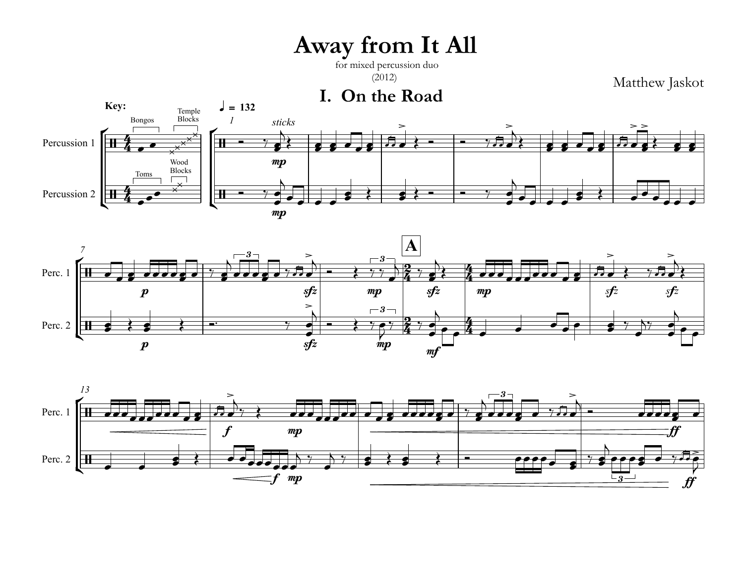# Away from It All

for mixed percussion duo

(2012)

Matthew Jaskot

## I. On the Road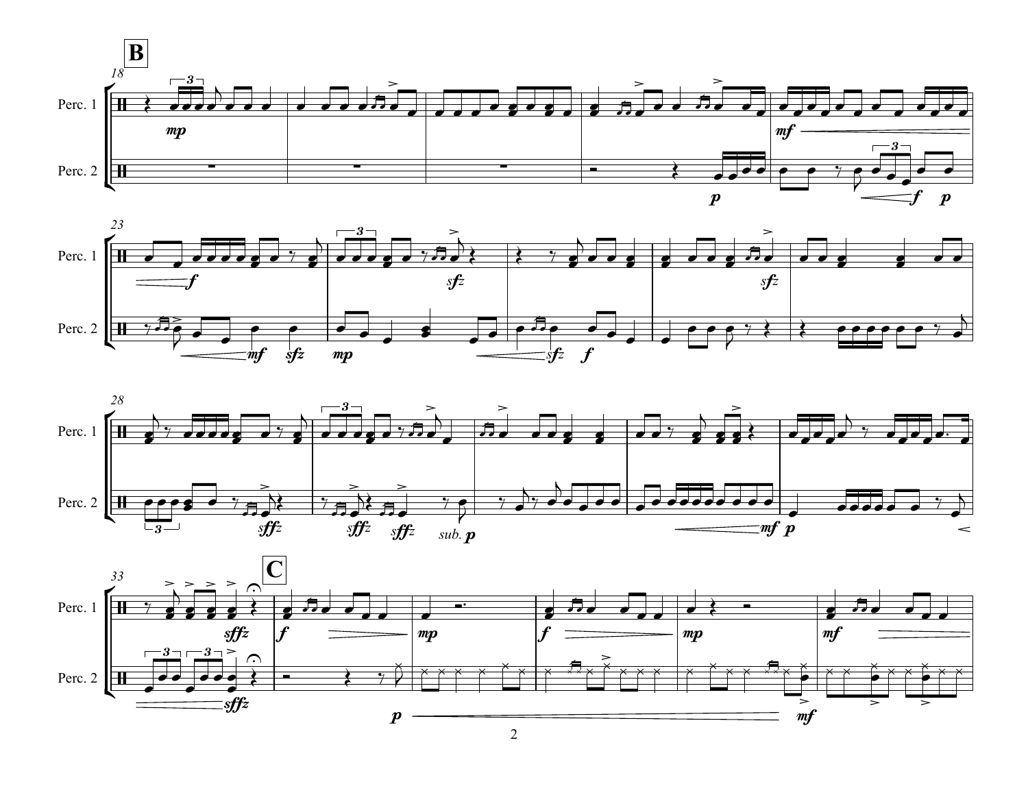**B**

18

Perc. 1

Perc. 2

23

28

33

**C**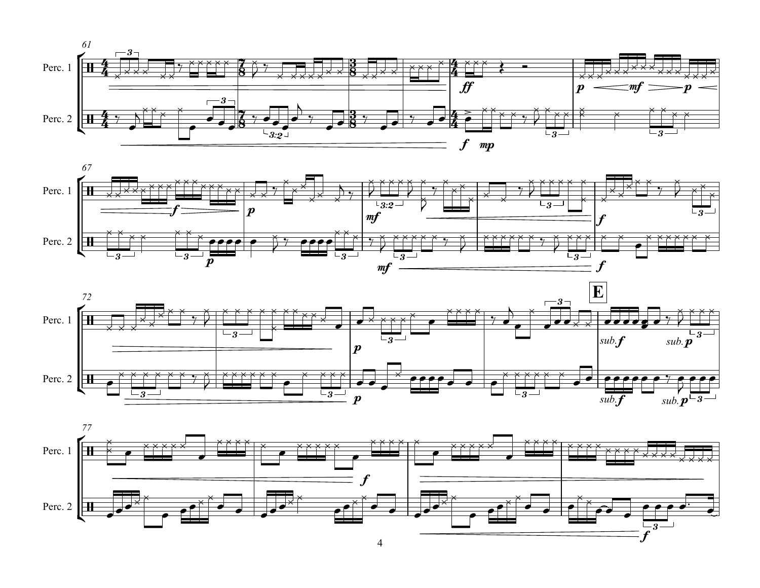Perc. 1

Perc. 2

E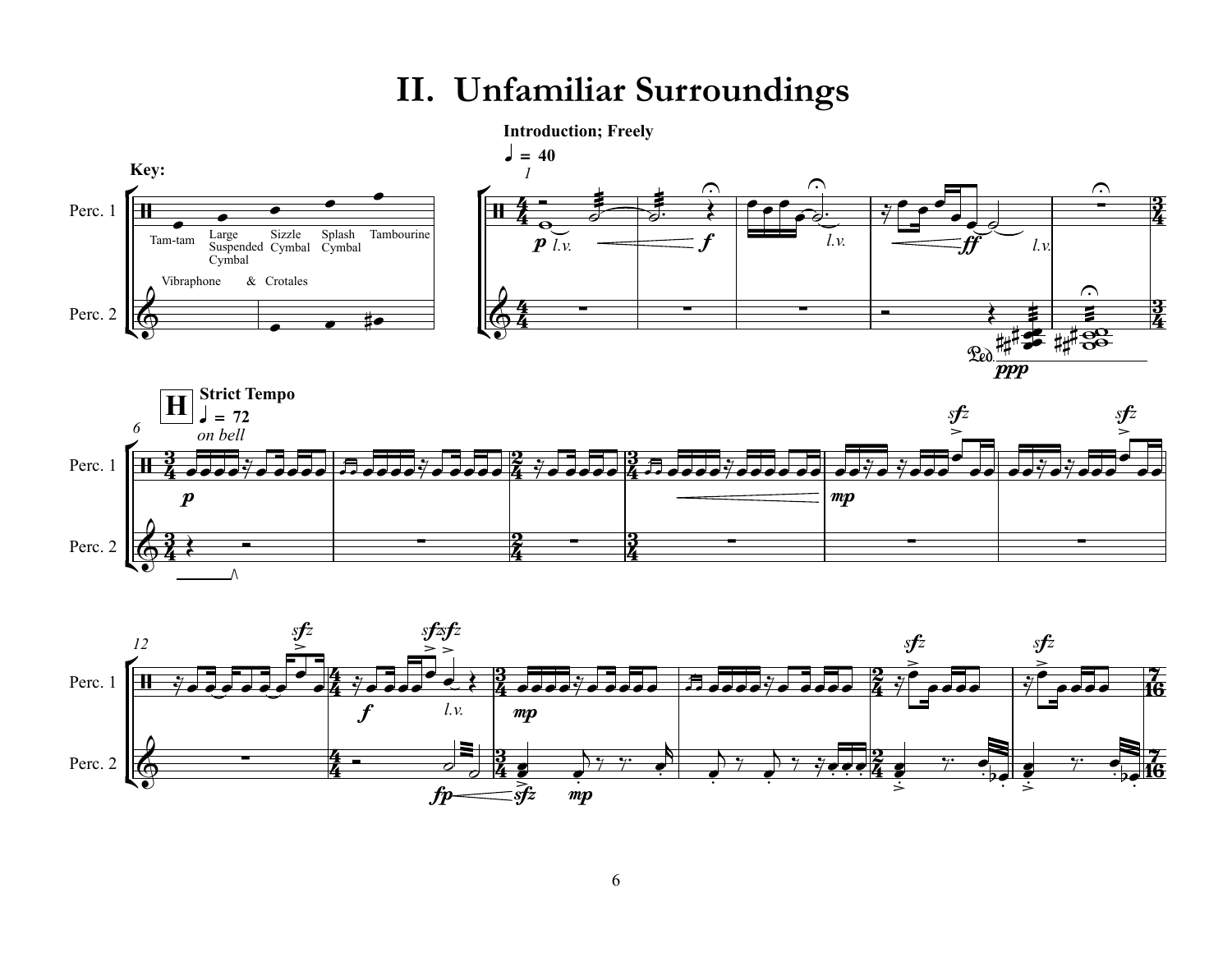# II. Unfamiliar Surroundings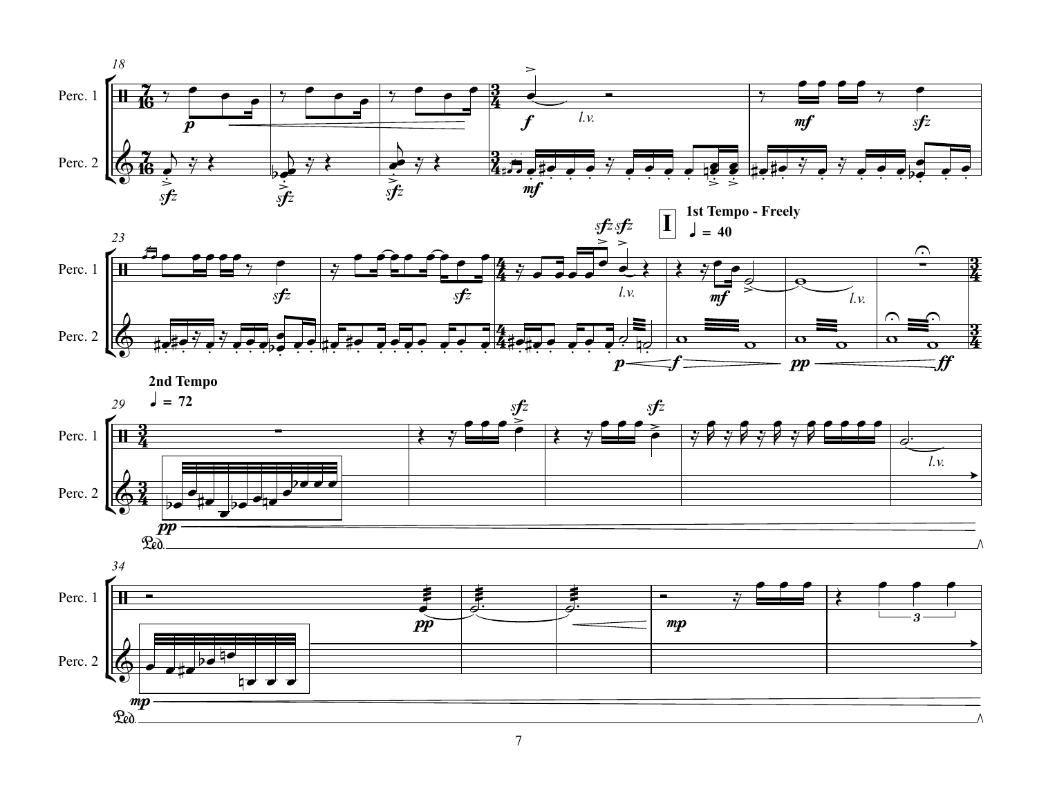Perc. 1

Perc. 2

I **1st Tempo - Freely** ♩ = 40

**2nd Tempo** ♩ = 72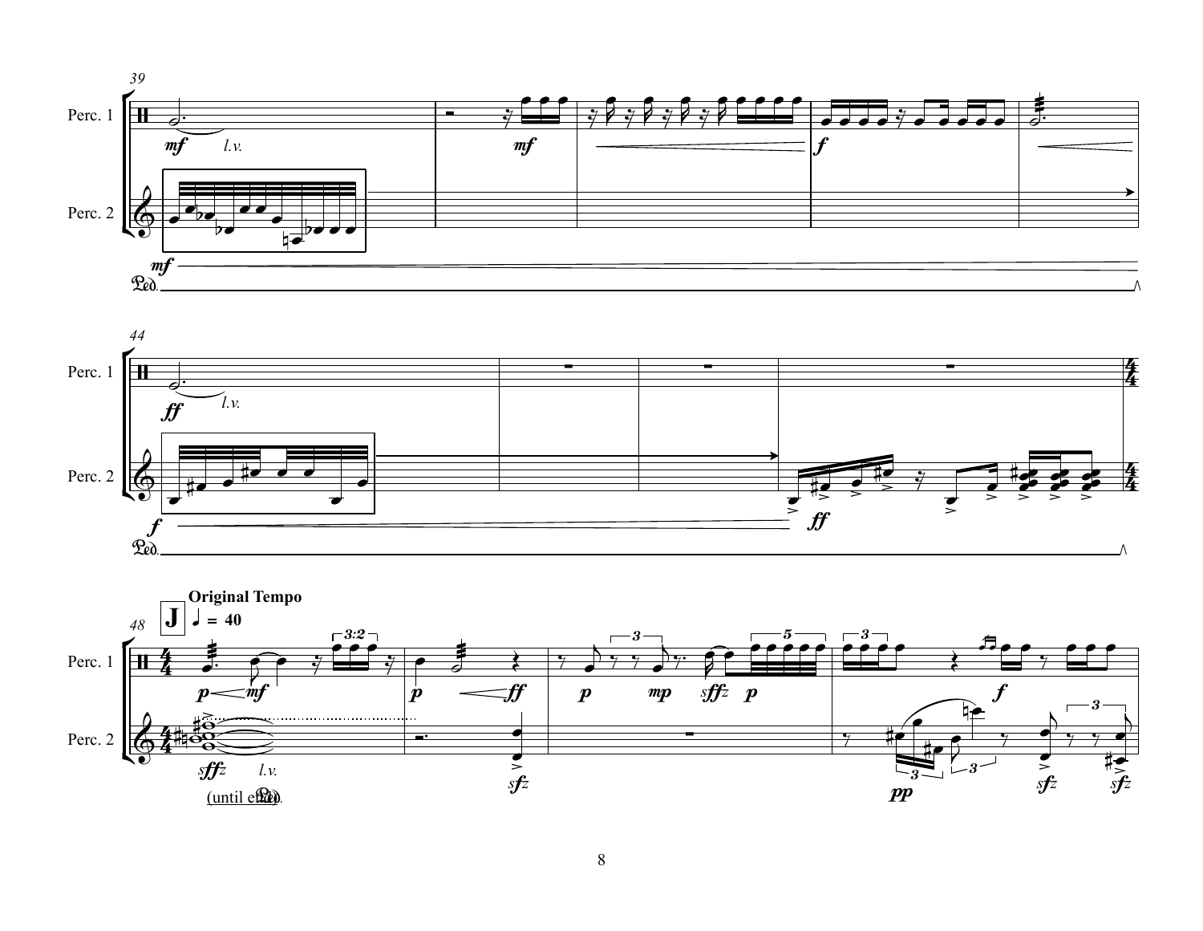**J** **Original Tempo** ♩ = 40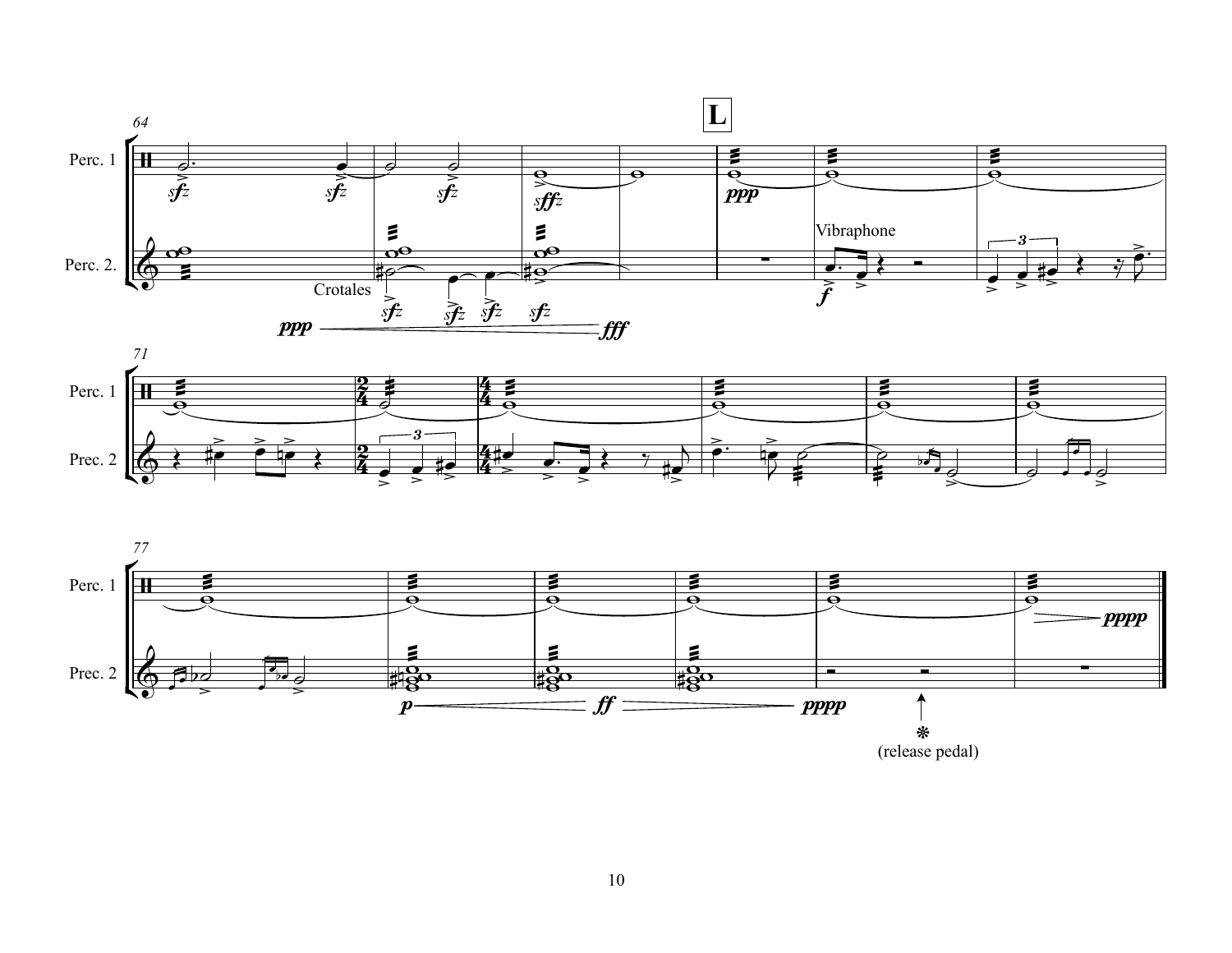64

**L**

Perc. 1

Perc. 2.

Crotales

Vibraphone

*sfz* *sfz* *sfz* *sffz* *ppp* *f*

*ppp* *fff*

71

Perc. 1

Prec. 2

77

Perc. 1

Prec. 2

*p* *ff* *pppp* *pppp*

(release pedal)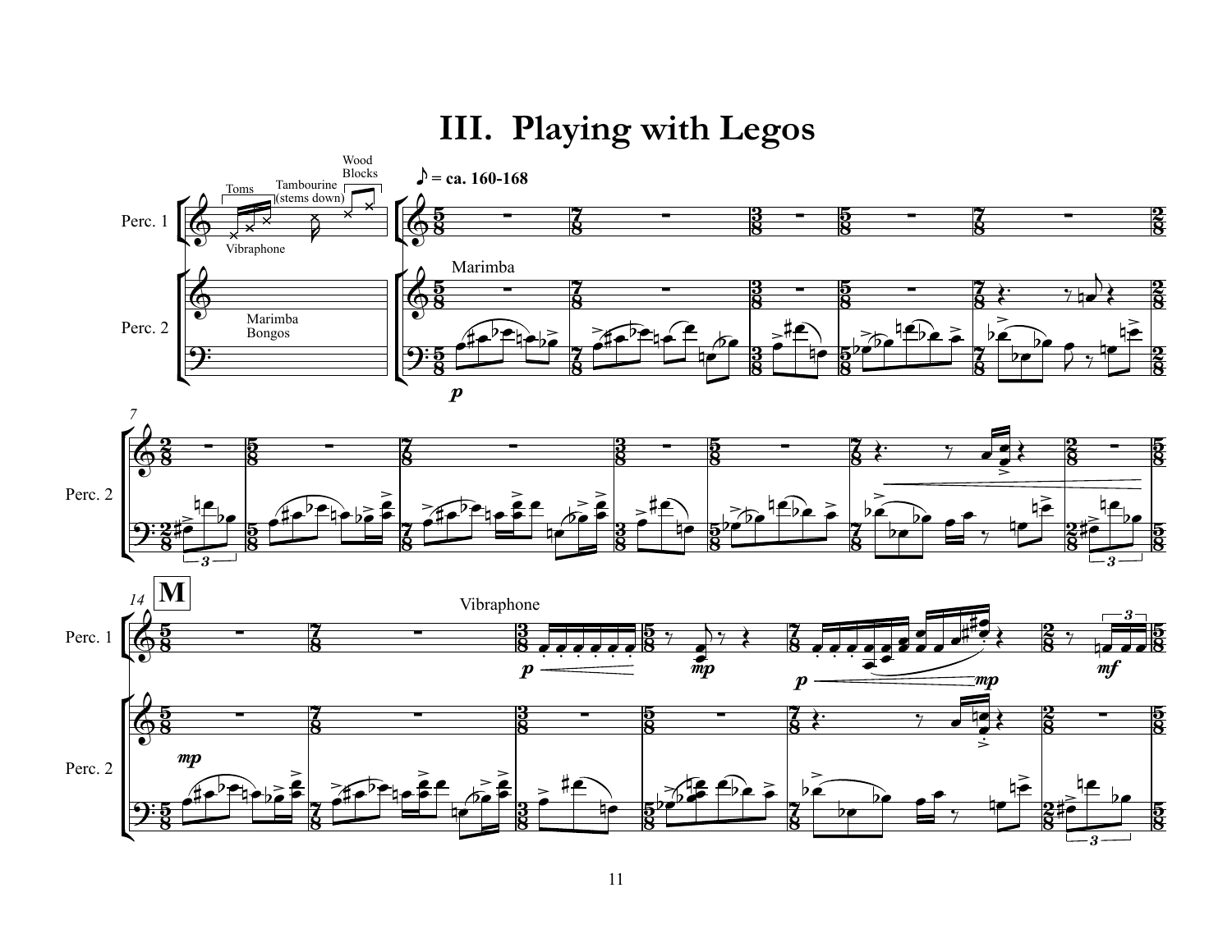# III. Playing with Legos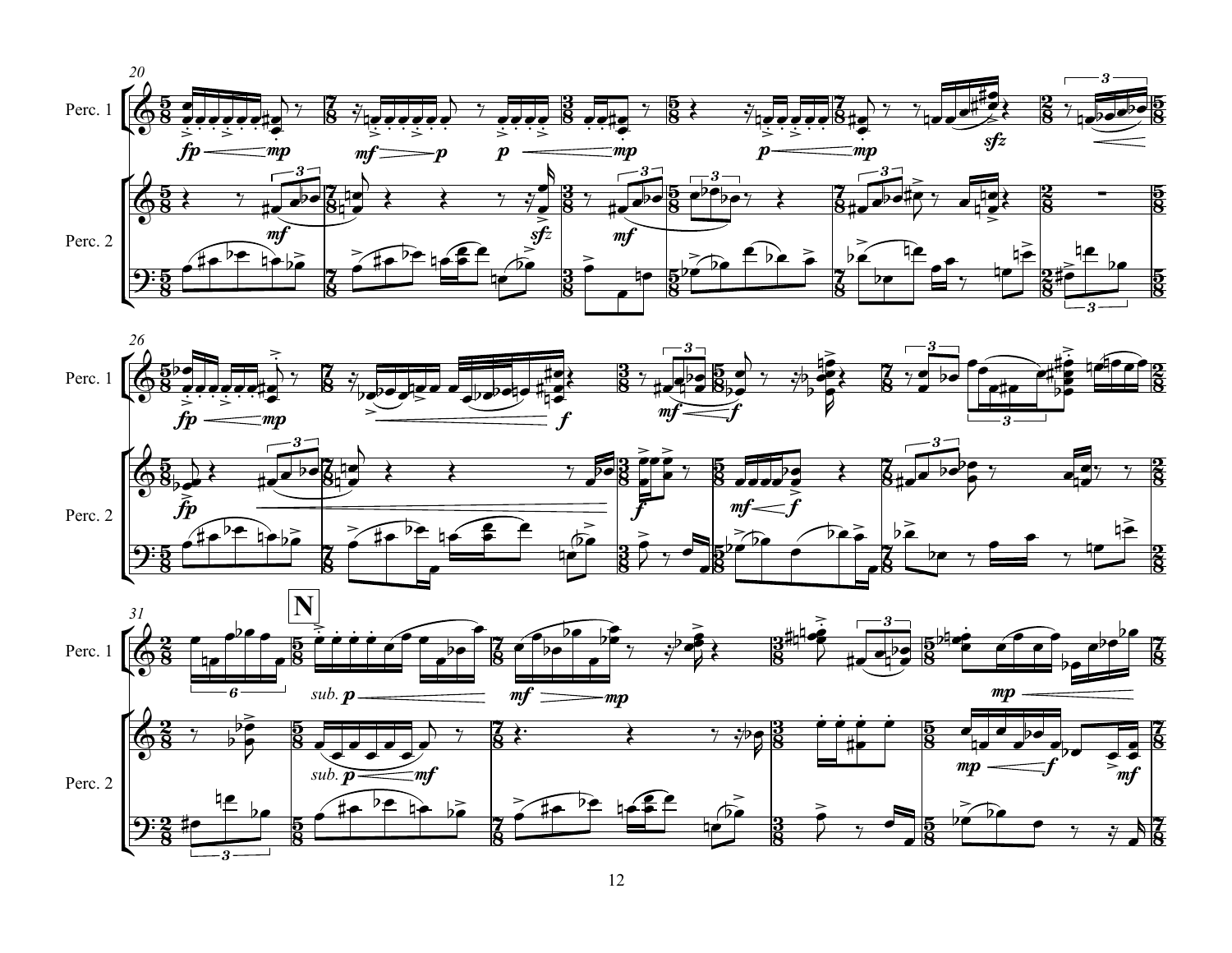Perc. 1

Perc. 2

**N**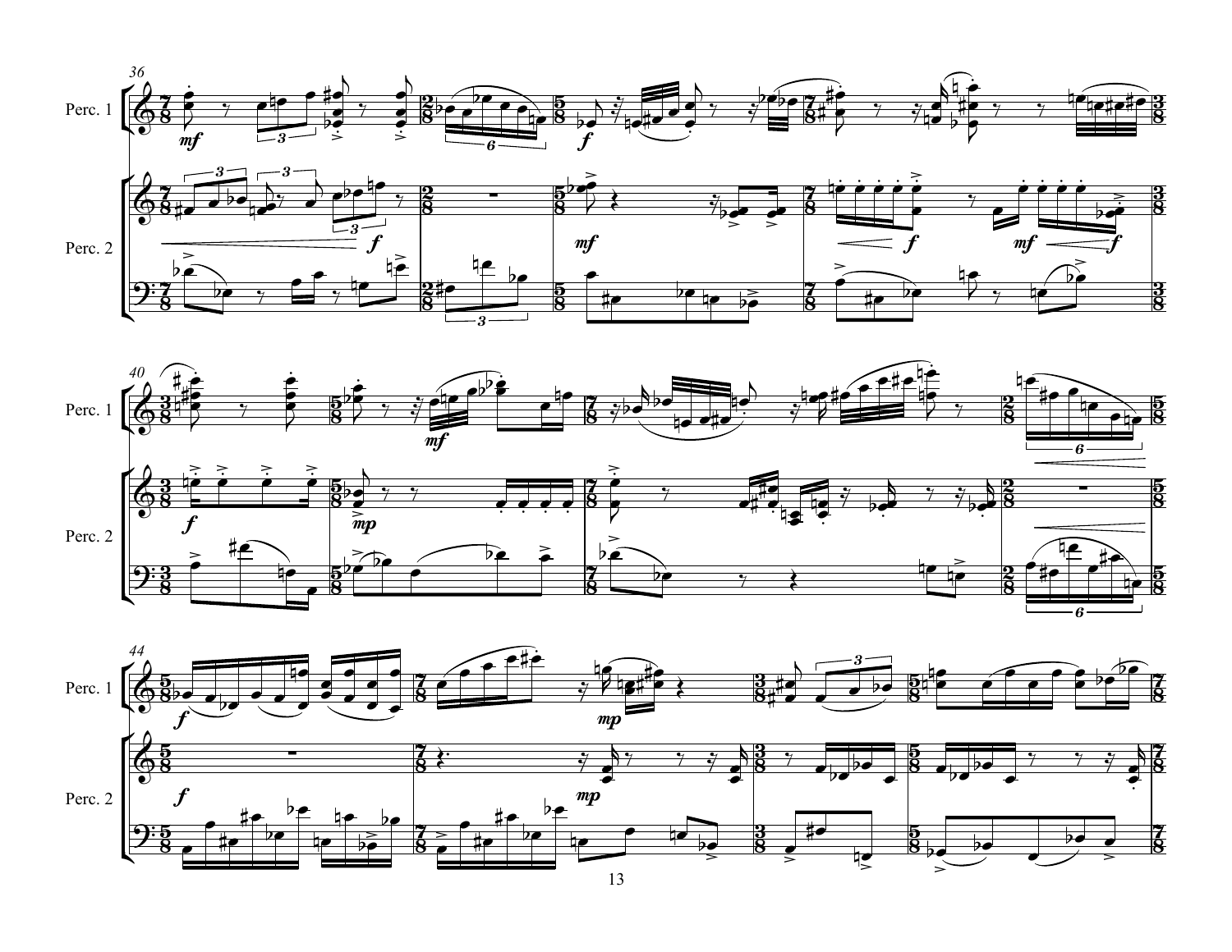Perc. 1

Perc. 2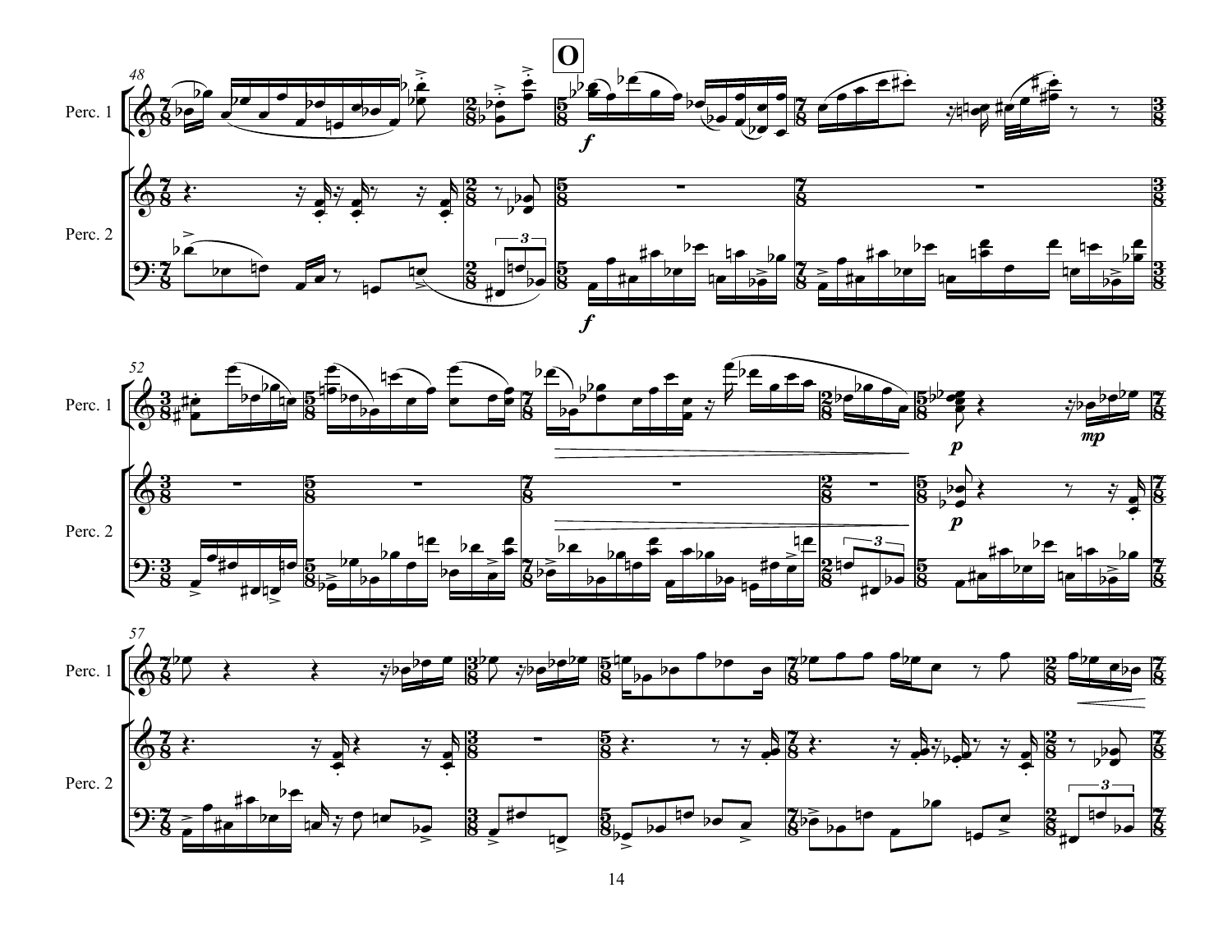**O**

Perc. 1

Perc. 2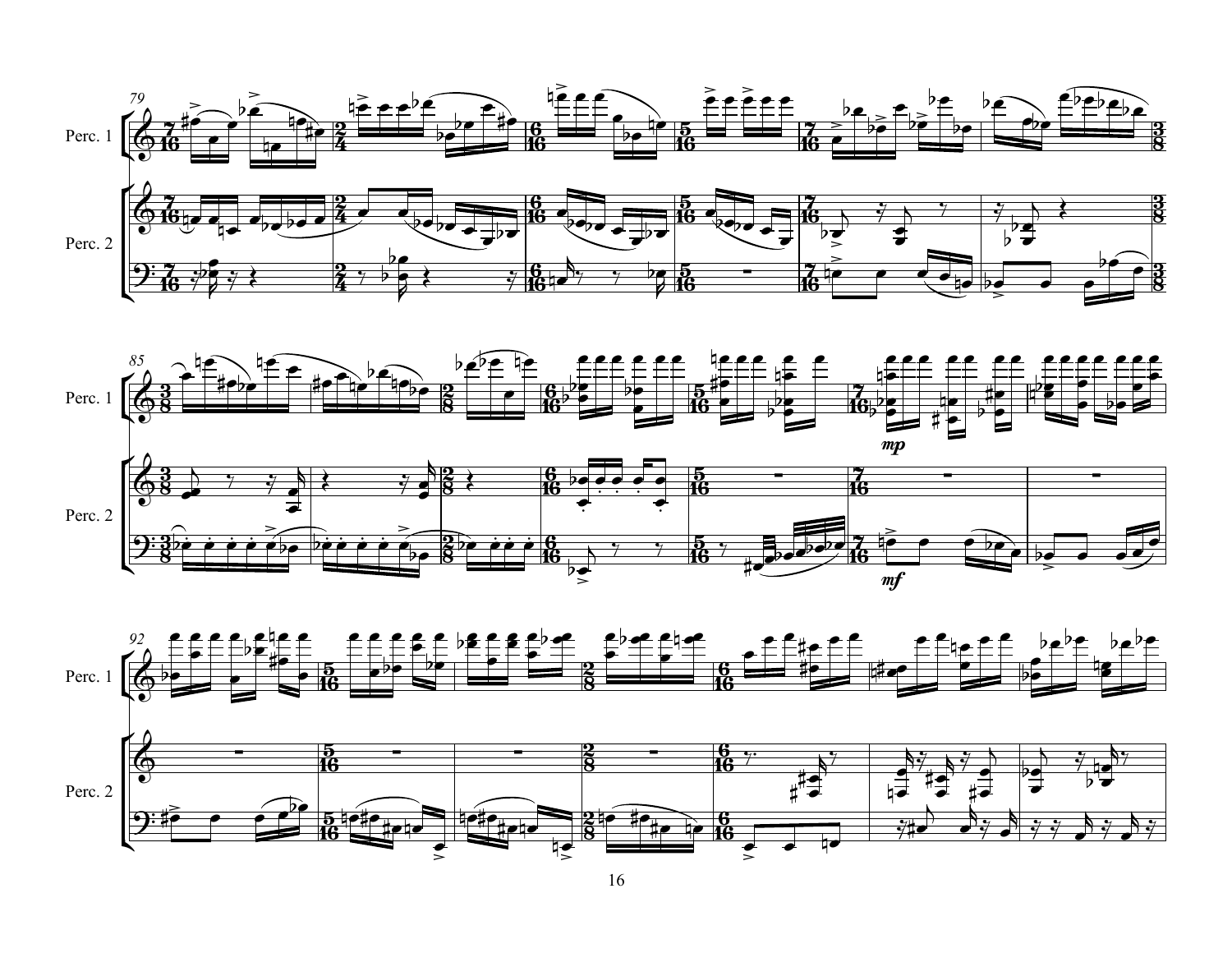Perc. 1

Perc. 2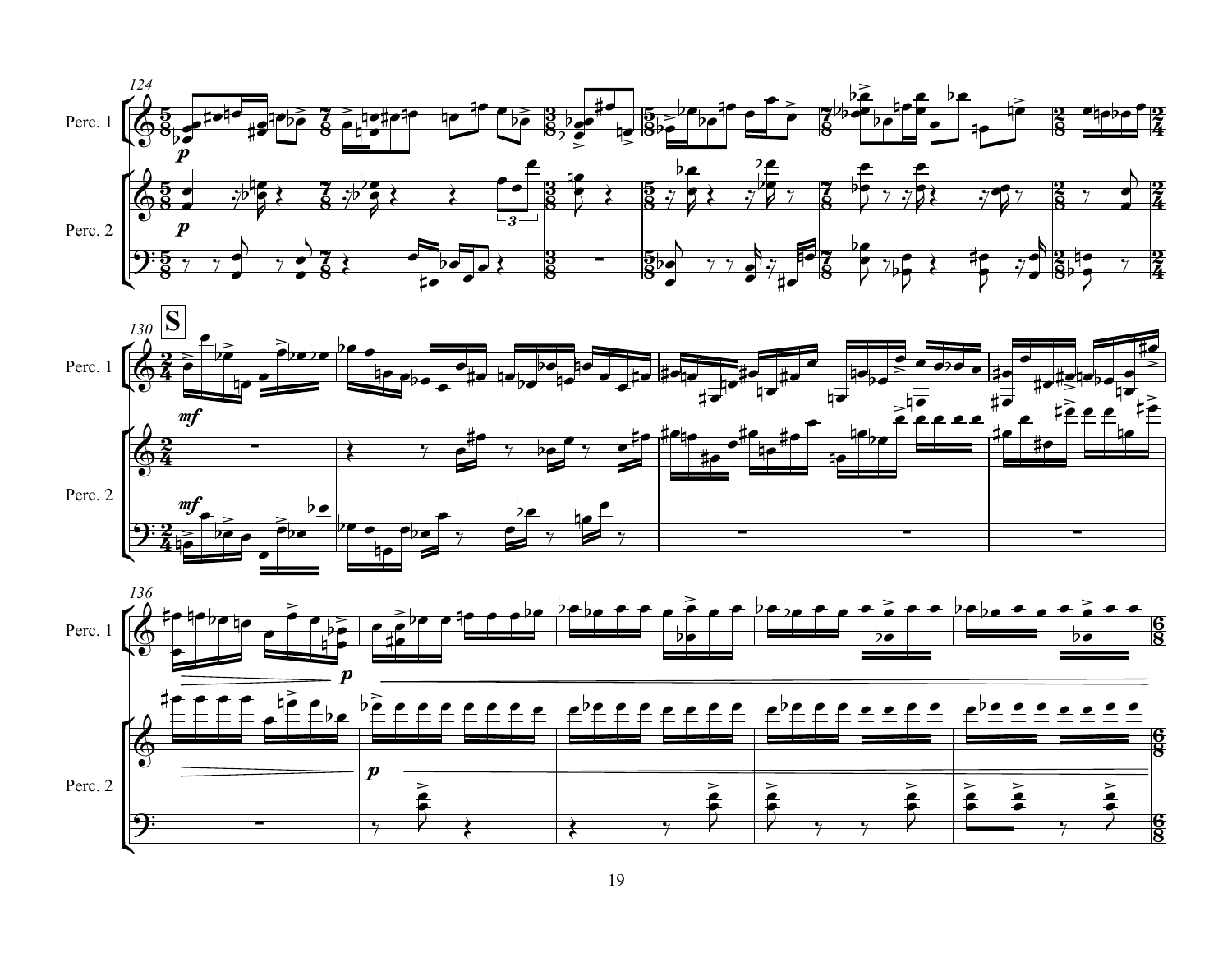124

Perc. 1

Perc. 2

130

**S**

Perc. 1

Perc. 2

136

Perc. 1

Perc. 2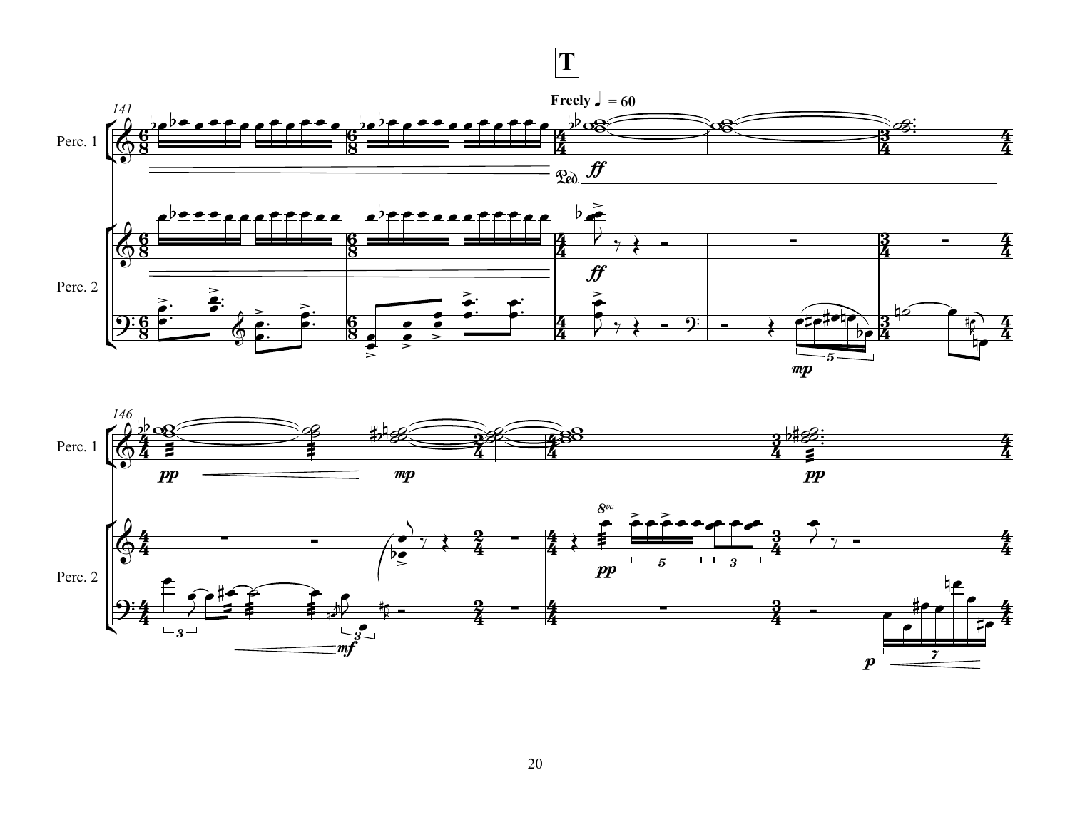**T**

**Freely** ♩ = 60

Perc. 1

Perc. 2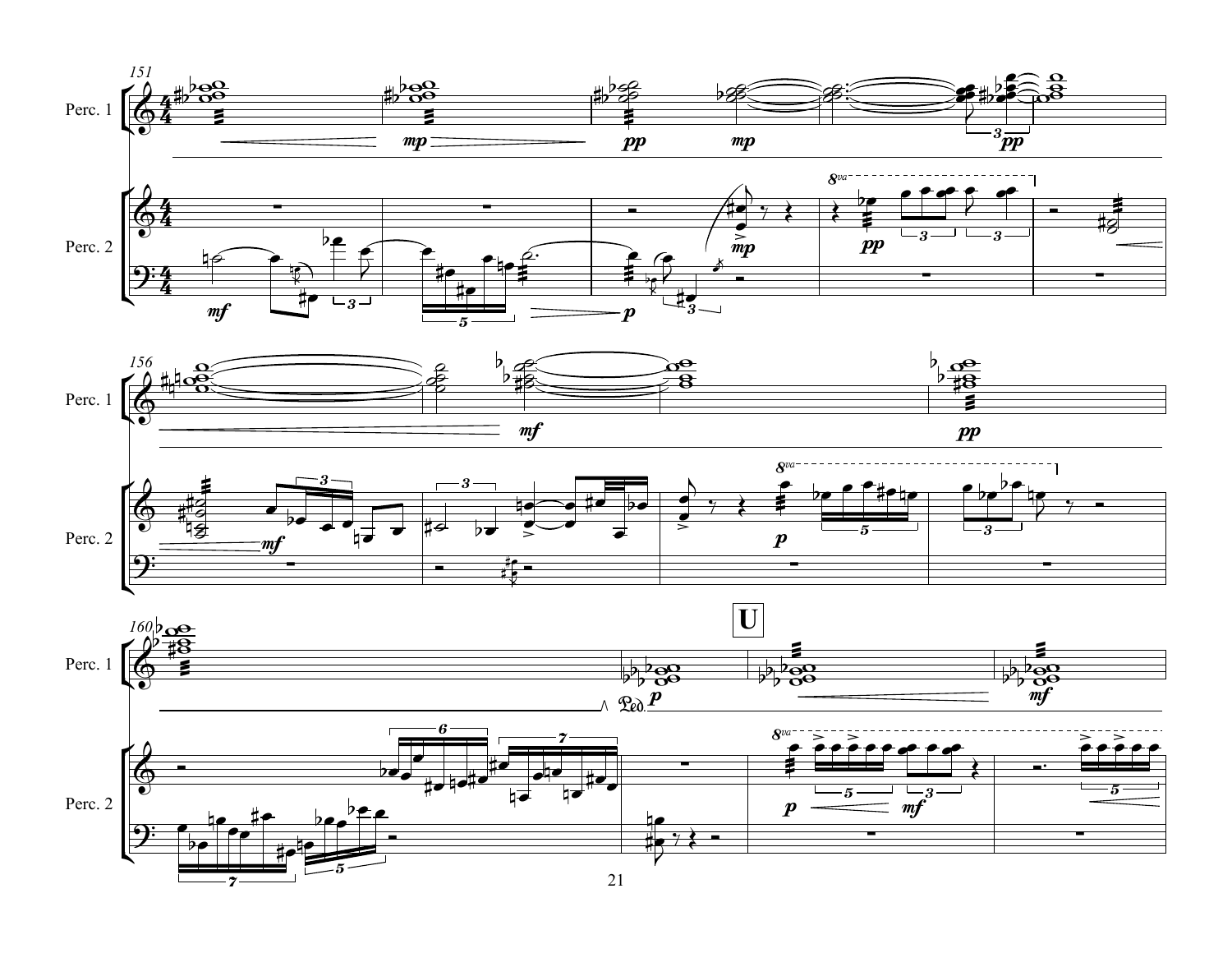Perc. 1

Perc. 2

**U**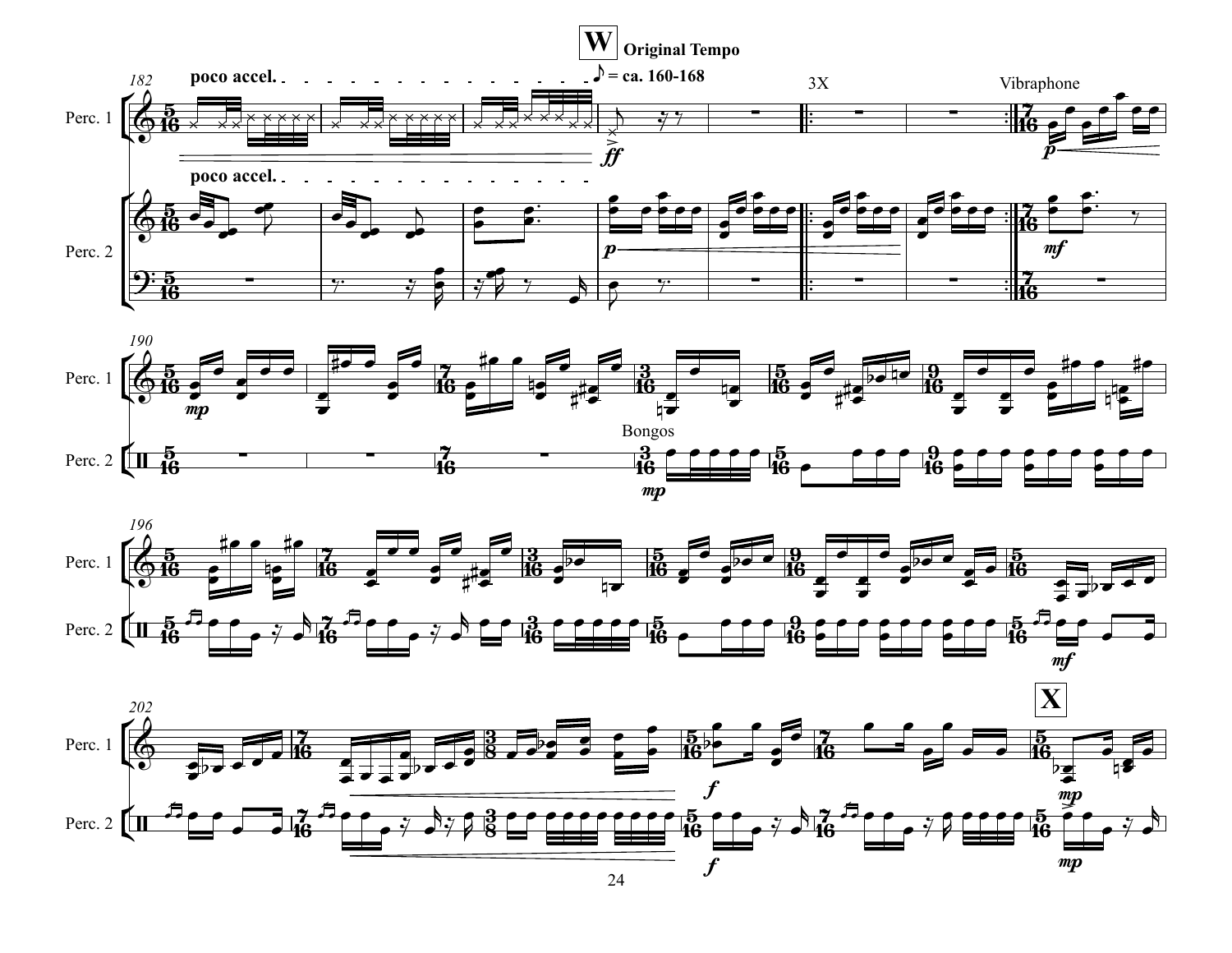**W** **Original Tempo**

♪ = ca. 160-168

poco accel.

3X

Vibraphone

Bongos

**X**

Perc. 1

Perc. 2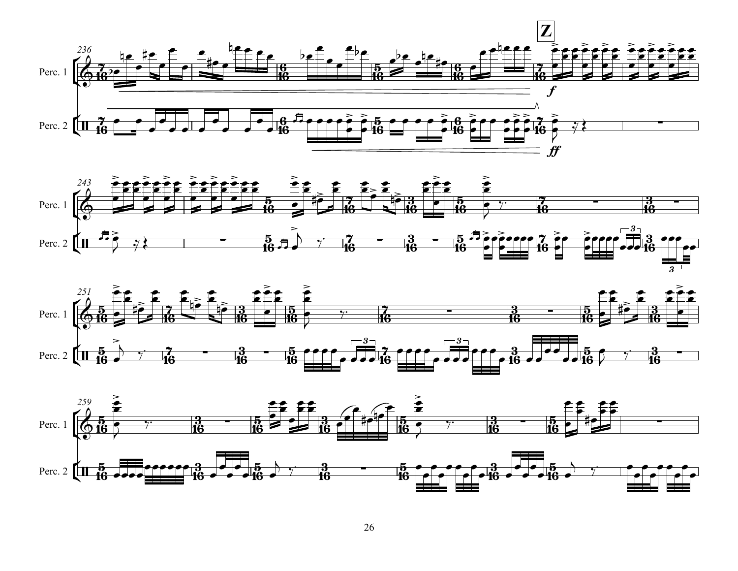**Z**

Perc. 1

Perc. 2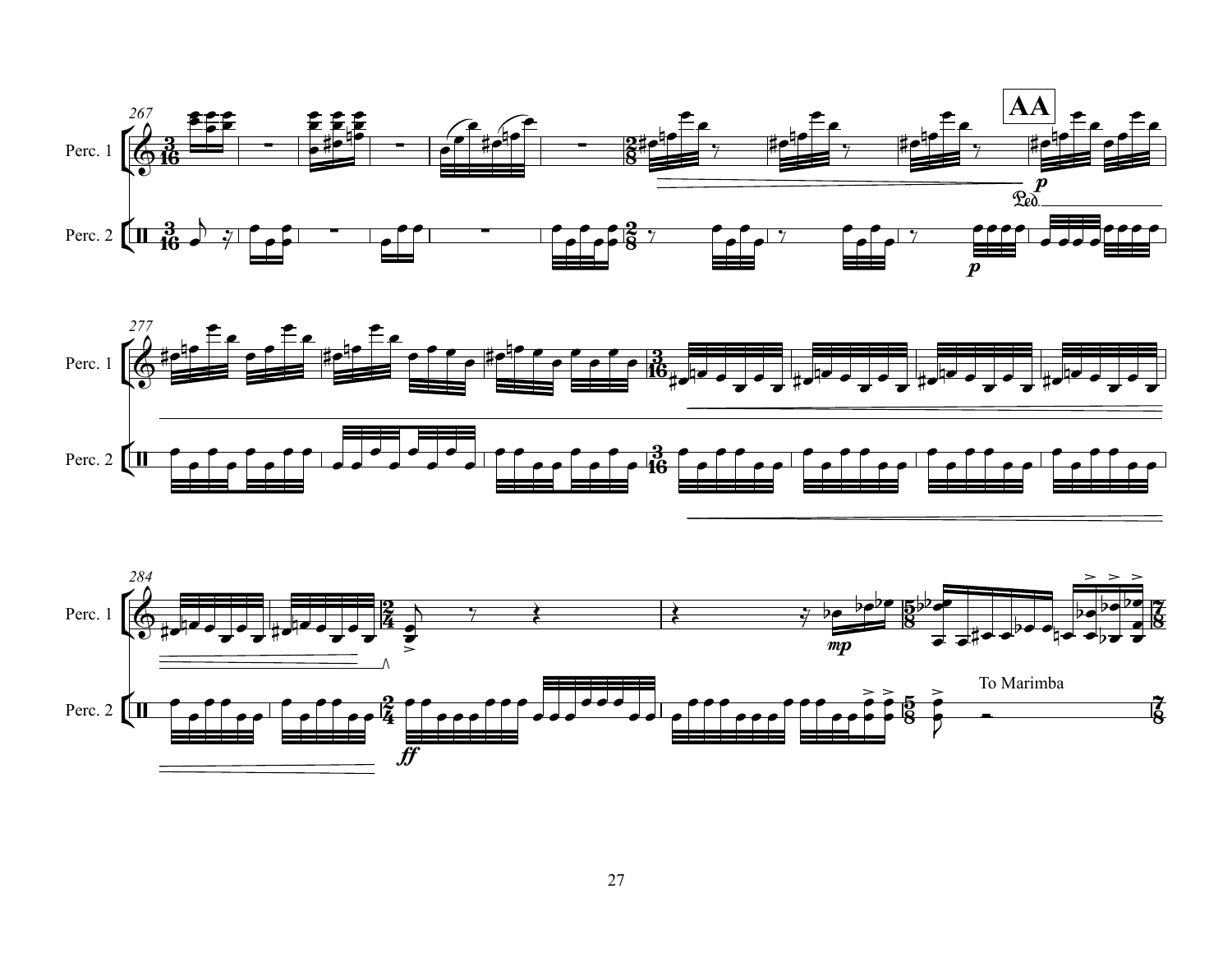Perc. 1

Perc. 2

**AA**

To Marimba